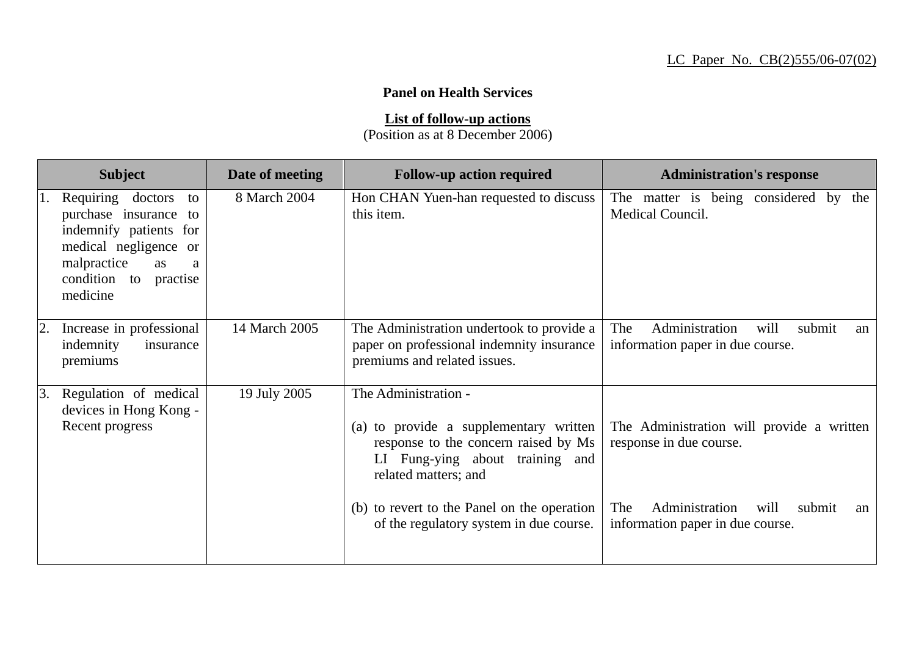LC Paper No. CB(2)555/06-07(02)

**Panel on Health Services**

**List of follow-up actions**
(Position as at 8 December 2006)

| Subject | Date of meeting | Follow-up action required | Administration's response |
|---|---|---|---|
| 1. Requiring doctors to purchase insurance to indemnify patients for medical negligence or malpractice as a condition to practise medicine | 8 March 2004 | Hon CHAN Yuen-han requested to discuss this item. | The matter is being considered by the Medical Council. |
| 2. Increase in professional indemnity insurance premiums | 14 March 2005 | The Administration undertook to provide a paper on professional indemnity insurance premiums and related issues. | The Administration will submit an information paper in due course. |
| 3. Regulation of medical devices in Hong Kong - Recent progress | 19 July 2005 | The Administration -<br><br>(a) to provide a supplementary written response to the concern raised by Ms LI Fung-ying about training and related matters; and<br><br>(b) to revert to the Panel on the operation of the regulatory system in due course. | <br><br>The Administration will provide a written response in due course.<br><br>The Administration will submit an information paper in due course. |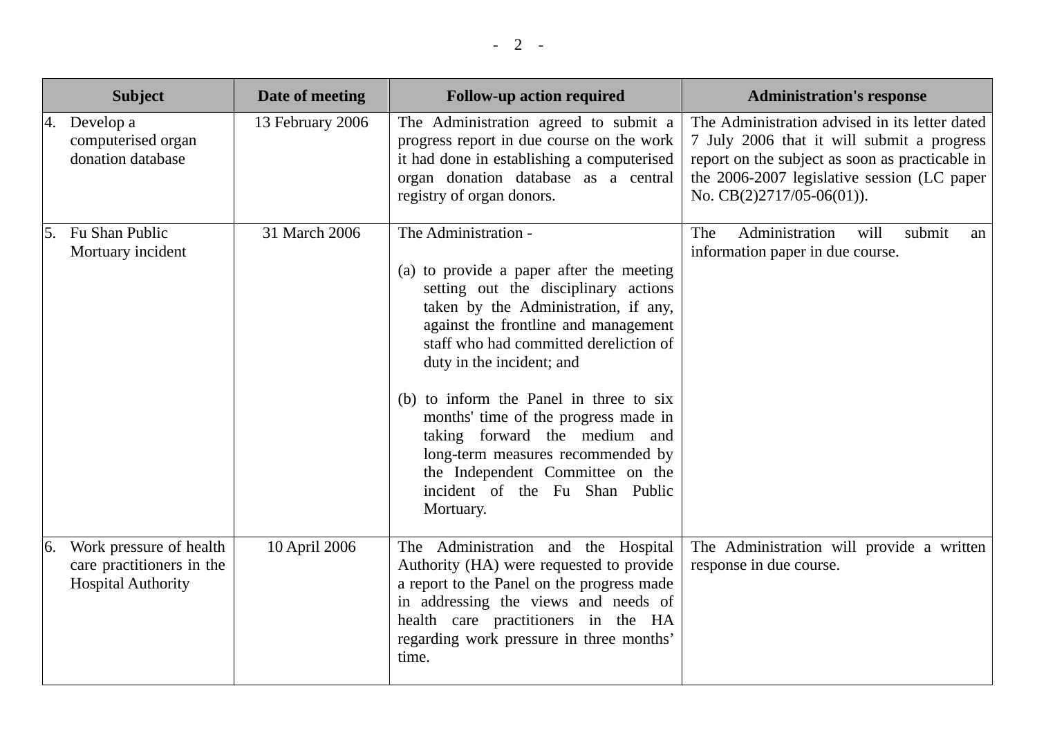| Subject | Date of meeting | Follow-up action required | Administration's response |
|---|---|---|---|
| 4. Develop a computerised organ donation database | 13 February 2006 | The Administration agreed to submit a progress report in due course on the work it had done in establishing a computerised organ donation database as a central registry of organ donors. | The Administration advised in its letter dated 7 July 2006 that it will submit a progress report on the subject as soon as practicable in the 2006-2007 legislative session (LC paper No. CB(2)2717/05-06(01)). |
| 5. Fu Shan Public Mortuary incident | 31 March 2006 | The Administration - <br><br>(a) to provide a paper after the meeting setting out the disciplinary actions taken by the Administration, if any, against the frontline and management staff who had committed dereliction of duty in the incident; and <br><br>(b) to inform the Panel in three to six months' time of the progress made in taking forward the medium and long-term measures recommended by the Independent Committee on the incident of the Fu Shan Public Mortuary. | The Administration will submit an information paper in due course. |
| 6. Work pressure of health care practitioners in the Hospital Authority | 10 April 2006 | The Administration and the Hospital Authority (HA) were requested to provide a report to the Panel on the progress made in addressing the views and needs of health care practitioners in the HA regarding work pressure in three months' time. | The Administration will provide a written response in due course. |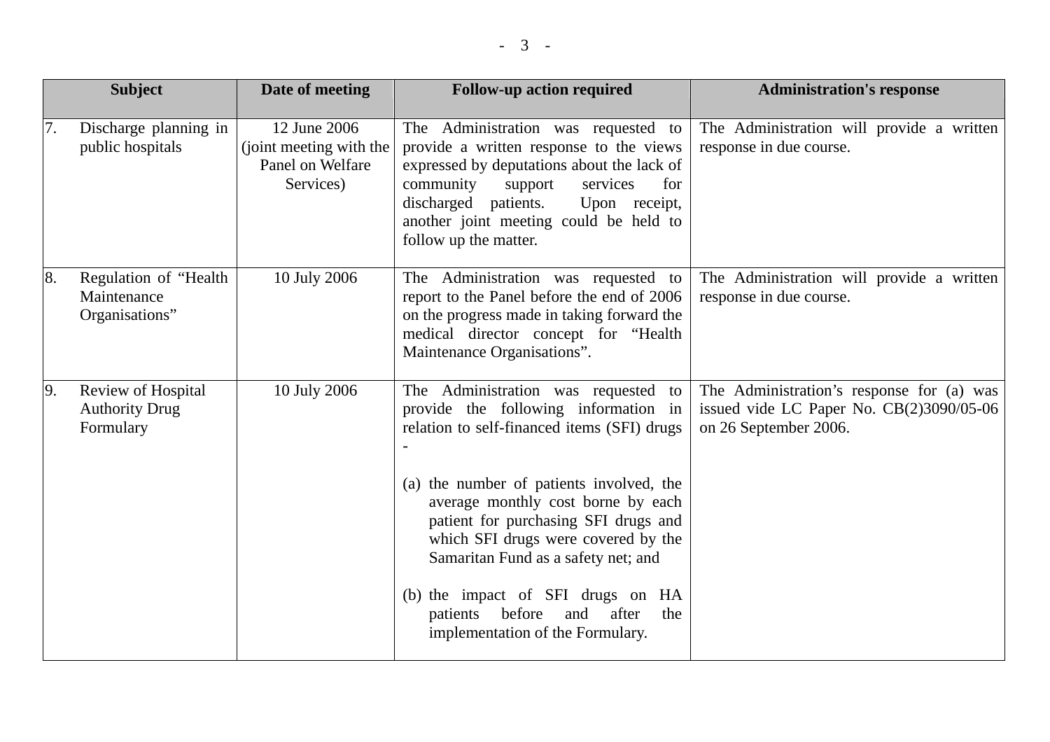| Subject | Date of meeting | Follow-up action required | Administration's response |
|---|---|---|---|
| 7. Discharge planning in public hospitals | 12 June 2006 (joint meeting with the Panel on Welfare Services) | The Administration was requested to provide a written response to the views expressed by deputations about the lack of community support services for discharged patients. Upon receipt, another joint meeting could be held to follow up the matter. | The Administration will provide a written response in due course. |
| 8. Regulation of "Health Maintenance Organisations" | 10 July 2006 | The Administration was requested to report to the Panel before the end of 2006 on the progress made in taking forward the medical director concept for "Health Maintenance Organisations". | The Administration will provide a written response in due course. |
| 9. Review of Hospital Authority Drug Formulary | 10 July 2006 | The Administration was requested to provide the following information in relation to self-financed items (SFI) drugs -<br><br>(a) the number of patients involved, the average monthly cost borne by each patient for purchasing SFI drugs and which SFI drugs were covered by the Samaritan Fund as a safety net; and<br><br>(b) the impact of SFI drugs on HA patients before and after the implementation of the Formulary. | The Administration's response for (a) was issued vide LC Paper No. CB(2)3090/05-06 on 26 September 2006. |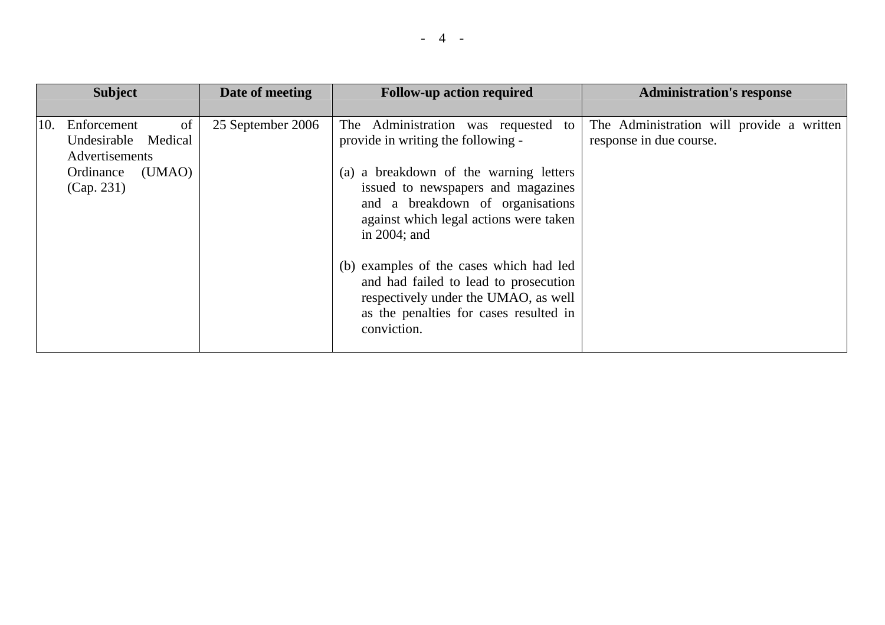| Subject | Date of meeting | Follow-up action required | Administration's response |
|---|---|---|---|
| 10. Enforcement of Undesirable Medical Advertisements Ordinance (UMAO) (Cap. 231) | 25 September 2006 | The Administration was requested to provide in writing the following - <br><br>(a) a breakdown of the warning letters issued to newspapers and magazines and a breakdown of organisations against which legal actions were taken in 2004; and<br><br>(b) examples of the cases which had led and had failed to lead to prosecution respectively under the UMAO, as well as the penalties for cases resulted in conviction. | The Administration will provide a written response in due course. |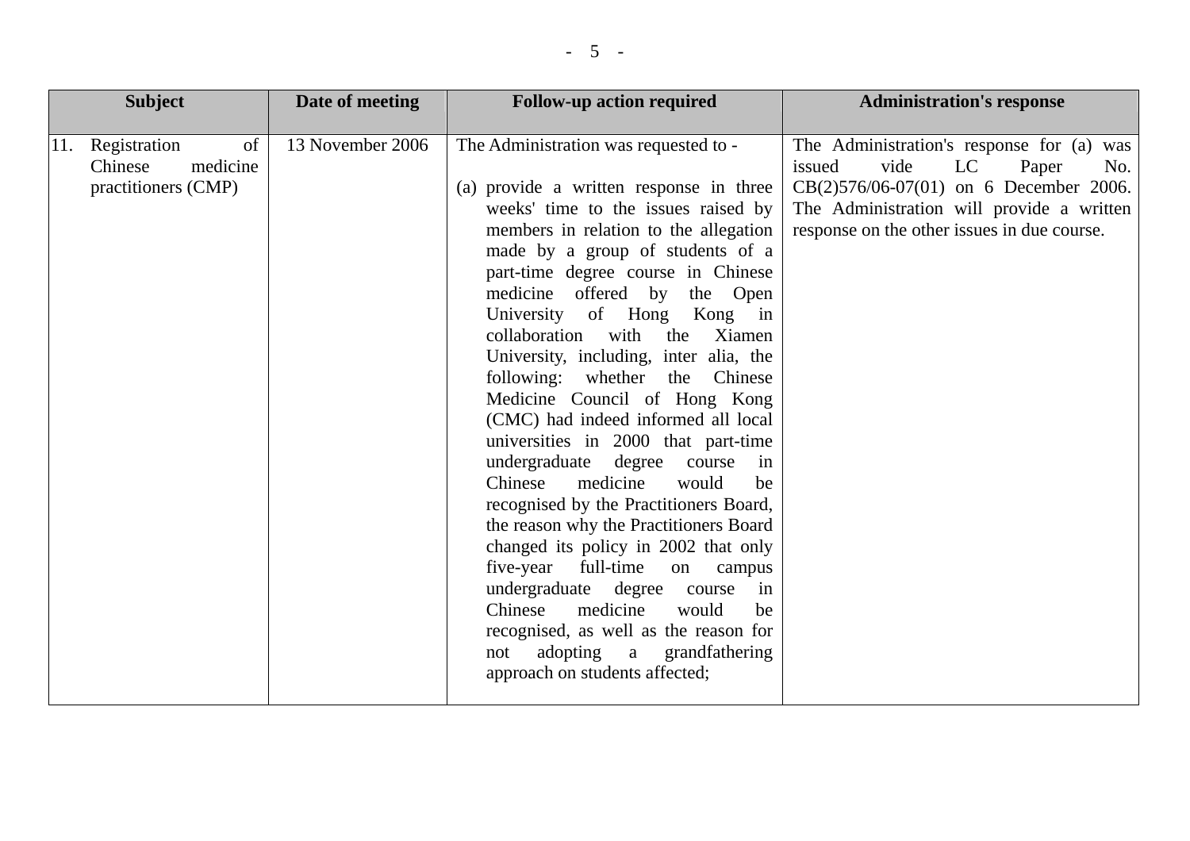| Subject | Date of meeting | Follow-up action required | Administration's response |
|---|---|---|---|
| 11. Registration of Chinese medicine practitioners (CMP) | 13 November 2006 | The Administration was requested to - (a) provide a written response in three weeks' time to the issues raised by members in relation to the allegation made by a group of students of a part-time degree course in Chinese medicine offered by the Open University of Hong Kong in collaboration with the Xiamen University, including, inter alia, the following: whether the Chinese Medicine Council of Hong Kong (CMC) had indeed informed all local universities in 2000 that part-time undergraduate degree course in Chinese medicine would be recognised by the Practitioners Board, the reason why the Practitioners Board changed its policy in 2002 that only five-year full-time on campus undergraduate degree course in Chinese medicine would be recognised, as well as the reason for not adopting a grandfathering approach on students affected; | The Administration's response for (a) was issued vide LC Paper No. CB(2)576/06-07(01) on 6 December 2006. The Administration will provide a written response on the other issues in due course. |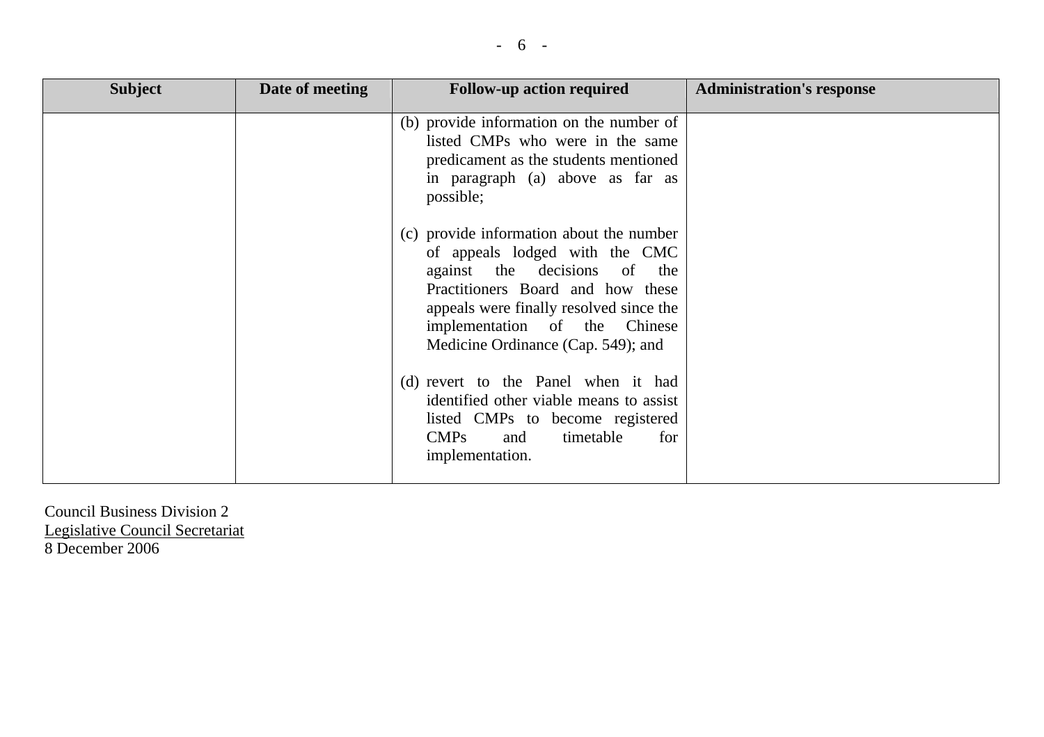| Subject | Date of meeting | Follow-up action required | Administration's response |
| --- | --- | --- | --- |
| | | (b) provide information on the number of listed CMPs who were in the same predicament as the students mentioned in paragraph (a) above as far as possible;<br><br>(c) provide information about the number of appeals lodged with the CMC against the decisions of the Practitioners Board and how these appeals were finally resolved since the implementation of the Chinese Medicine Ordinance (Cap. 549); and<br><br>(d) revert to the Panel when it had identified other viable means to assist listed CMPs to become registered CMPs and timetable for implementation. | |

Council Business Division 2
Legislative Council Secretariat
8 December 2006